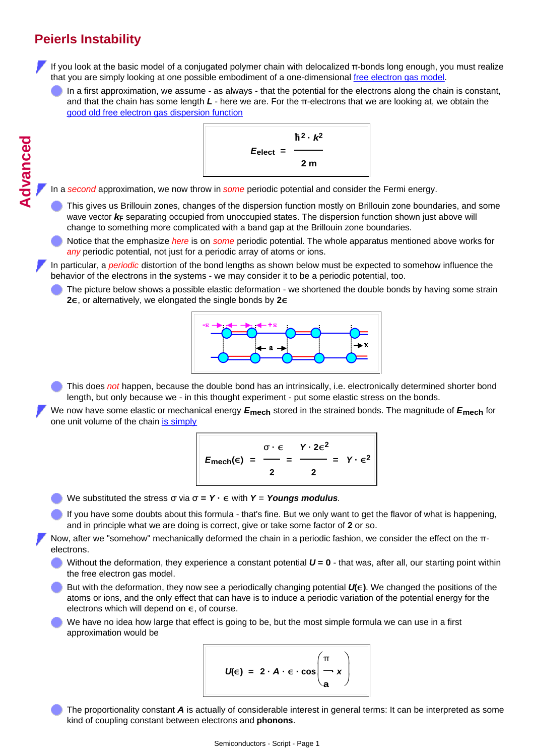# Peierls Instability

Advanced

- If you look at the basic model of a conjugated polymer chain with delocalized π-bonds long enough, you must realize that you are simply looking at one possible embodiment of a one-dimensional free electron gas model.
  - In a first approximation, we assume - as always - that the potential for the electrons along the chain is constant, and that the chain has some length ***L*** - here we are. For the π-electrons that we are looking at, we obtain the good old free electron gas dispersion function

$$E_{elect} = \frac{\hbar^2 \cdot k^2}{2\,m}$$

- In a *second* approximation, we now throw in *some* periodic potential and consider the Fermi energy.
  - This gives us Brillouin zones, changes of the dispersion function mostly on Brillouin zone boundaries, and some wave vector $\underline{k_F}$ separating occupied from unoccupied states. The dispersion function shown just above will change to something more complicated with a band gap at the Brillouin zone boundaries.
  - Notice that the emphasize *here* is on *some* periodic potential. The whole apparatus mentioned above works for *any* periodic potential, not just for a periodic array of atoms or ions.
- In particular, a *periodic* distortion of the bond lengths as shown below must be expected to somehow influence the behavior of the electrons in the systems - we may consider it to be a periodic potential, too.
  - The picture below shows a possible elastic deformation - we shortened the double bonds by having some strain **2ε**, or alternatively, we elongated the single bonds by **2ε**

-ε +ε
a
x

  - This does *not* happen, because the double bond has an intrinsically, i.e. electronically determined shorter bond length, but only because we - in this thought experiment - put some elastic stress on the bonds.
- We now have some elastic or mechanical energy $E_{mech}$ stored in the strained bonds. The magnitude of $E_{mech}$ for one unit volume of the chain is simply

$$E_{mech}(\epsilon) = \frac{\sigma \cdot \epsilon}{2} = \frac{Y \cdot 2\epsilon^2}{2} = Y \cdot \epsilon^2$$

  - We substituted the stress σ via $\sigma = Y \cdot \epsilon$ with *Y* = ***Youngs modulus***.
  - If you have some doubts about this formula - that's fine. But we only want to get the flavor of what is happening, and in principle what we are doing is correct, give or take some factor of **2** or so.
- Now, after we "somehow" mechanically deformed the chain in a periodic fashion, we consider the effect on the π-electrons.
  - Without the deformation, they experience a constant potential ***U* = 0** - that was, after all, our starting point within the free electron gas model.
  - But with the deformation, they now see a periodically changing potential ***U*(ε)**. We changed the positions of the atoms or ions, and the only effect that can have is to induce a periodic variation of the potential energy for the electrons which will depend on ε, of course.
  - We have no idea how large that effect is going to be, but the most simple formula we can use in a first approximation would be

$$U(\epsilon) = 2 \cdot A \cdot \epsilon \cdot \cos\left(\frac{\pi}{a}\, x\right)$$

  - The proportionality constant ***A*** is actually of considerable interest in general terms: It can be interpreted as some kind of coupling constant between electrons and **phonons**.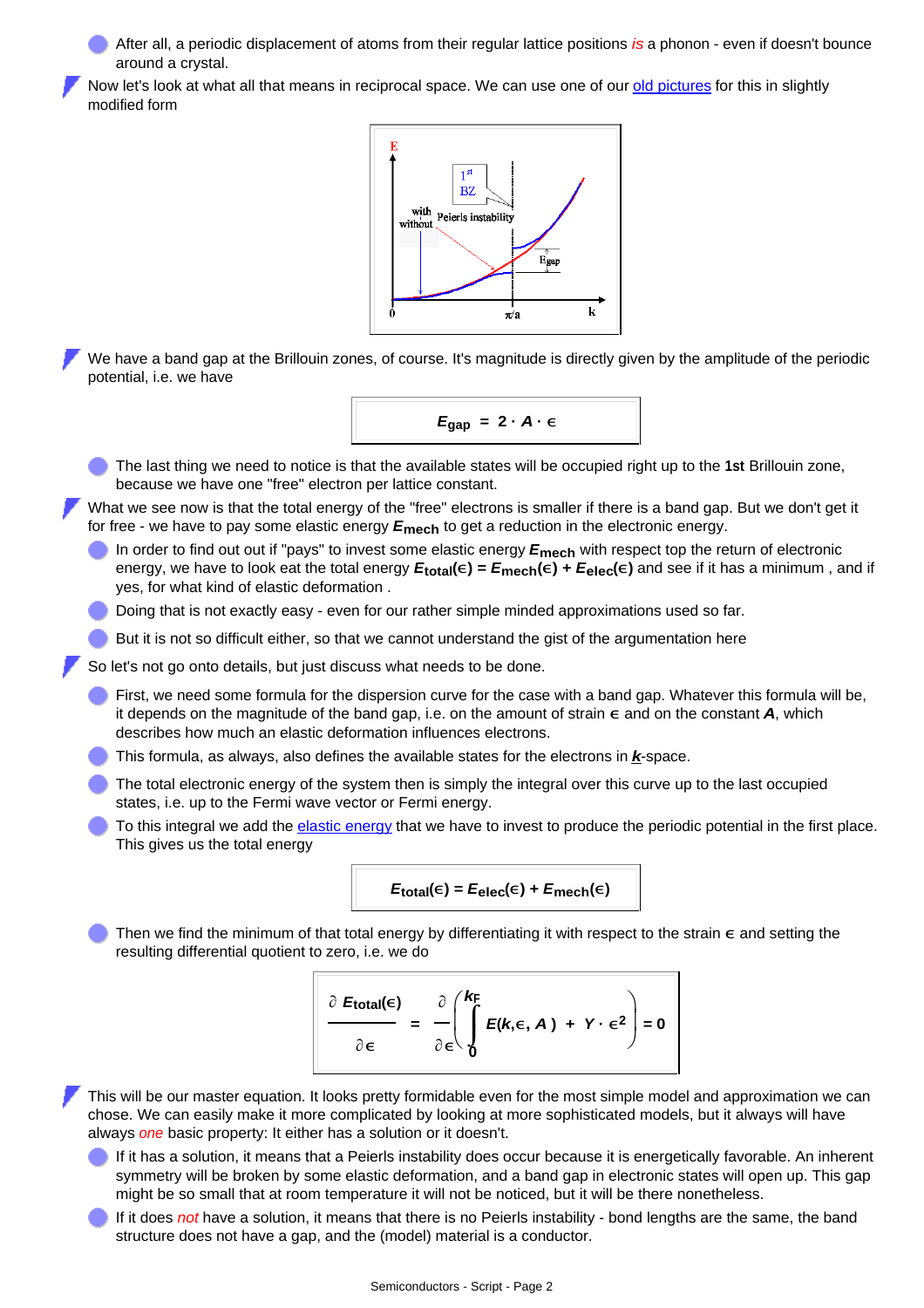- After all, a periodic displacement of atoms from their regular lattice positions *is* a phonon - even if doesn't bounce around a crystal.

Now let's look at what all that means in reciprocal space. We can use one of our old pictures for this in slightly modified form

E
1st BZ
with
without
Peierls instability
Egap
0
π/a
k

We have a band gap at the Brillouin zones, of course. It's magnitude is directly given by the amplitude of the periodic potential, i.e. we have

$$E_{gap} = 2 \cdot A \cdot \epsilon$$

- The last thing we need to notice is that the available states will be occupied right up to the **1st** Brillouin zone, because we have one "free" electron per lattice constant.

What we see now is that the total energy of the "free" electrons is smaller if there is a band gap. But we don't get it for free - we have to pay some elastic energy $E_{mech}$ to get a reduction in the electronic energy.

- In order to find out out if "pays" to invest some elastic energy $E_{mech}$ with respect top the return of electronic energy, we have to look eat the total energy $E_{total}(\epsilon) = E_{mech}(\epsilon) + E_{elec}(\epsilon)$ and see if it has a minimum , and if yes, for what kind of elastic deformation .
- Doing that is not exactly easy - even for our rather simple minded approximations used so far.
- But it is not so difficult either, so that we cannot understand the gist of the argumentation here

So let's not go onto details, but just discuss what needs to be done.

- First, we need some formula for the dispersion curve for the case with a band gap. Whatever this formula will be, it depends on the magnitude of the band gap, i.e. on the amount of strain $\epsilon$ and on the constant $A$, which describes how much an elastic deformation influences electrons.
- This formula, as always, also defines the available states for the electrons in $\underline{\boldsymbol{k}}$-space.
- The total electronic energy of the system then is simply the integral over this curve up to the last occupied states, i.e. up to the Fermi wave vector or Fermi energy.
- To this integral we add the elastic energy that we have to invest to produce the periodic potential in the first place. This gives us the total energy

$$E_{total}(\epsilon) = E_{elec}(\epsilon) + E_{mech}(\epsilon)$$

- Then we find the minimum of that total energy by differentiating it with respect to the strain $\epsilon$ and setting the resulting differential quotient to zero, i.e. we do

$$\frac{\partial\, E_{total}(\epsilon)}{\partial \epsilon} = \frac{\partial}{\partial \epsilon}\left( \int\limits_0^{k_F} E(k, \epsilon, A) \; + \; Y \cdot \epsilon^2 \right) = 0$$

This will be our master equation. It looks pretty formidable even for the most simple model and approximation we can chose. We can easily make it more complicated by looking at more sophisticated models, but it always will have always *one* basic property: It either has a solution or it doesn't.

- If it has a solution, it means that a Peierls instability does occur because it is energetically favorable. An inherent symmetry will be broken by some elastic deformation, and a band gap in electronic states will open up. This gap might be so small that at room temperature it will not be noticed, but it will be there nonetheless.
- If it does *not* have a solution, it means that there is no Peierls instability - bond lengths are the same, the band structure does not have a gap, and the (model) material is a conductor.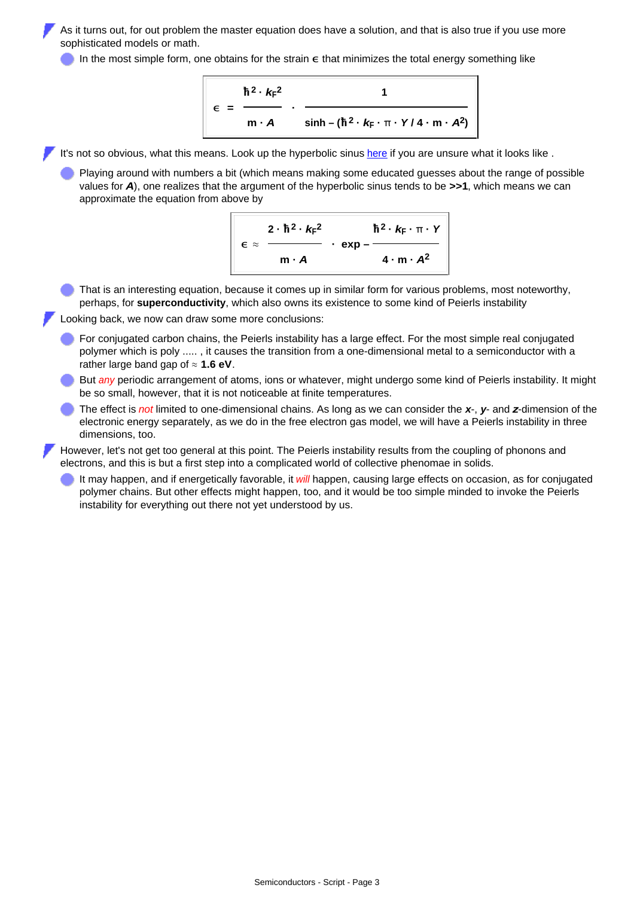- As it turns out, for out problem the master equation does have a solution, and that is also true if you use more sophisticated models or math.
  - In the most simple form, one obtains for the strain $\epsilon$ that minimizes the total energy something like

$$\epsilon = \frac{\hbar^2 \cdot k_F^2}{m \cdot A} \cdot \frac{1}{\sinh - (\hbar^2 \cdot k_F \cdot \pi \cdot Y / 4 \cdot m \cdot A^2)}$$

- It's not so obvious, what this means. Look up the hyperbolic sinus here if you are unsure what it looks like .
  - Playing around with numbers a bit (which means making some educated guesses about the range of possible values for $A$), one realizes that the argument of the hyperbolic sinus tends to be **>>1**, which means we can approximate the equation from above by

$$\epsilon \approx \frac{2 \cdot \hbar^2 \cdot k_F^2}{m \cdot A} \cdot \exp - \frac{\hbar^2 \cdot k_F \cdot \pi \cdot Y}{4 \cdot m \cdot A^2}$$

  - That is an interesting equation, because it comes up in similar form for various problems, most noteworthy, perhaps, for **superconductivity**, which also owns its existence to some kind of Peierls instability
- Looking back, we now can draw some more conclusions:
  - For conjugated carbon chains, the Peierls instability has a large effect. For the most simple real conjugated polymer which is poly ..... , it causes the transition from a one-dimensional metal to a semiconductor with a rather large band gap of ≈ **1.6 eV**.
  - But *any* periodic arrangement of atoms, ions or whatever, might undergo some kind of Peierls instability. It might be so small, however, that it is not noticeable at finite temperatures.
  - The effect is *not* limited to one-dimensional chains. As long as we can consider the $x$-, $y$- and $z$-dimension of the electronic energy separately, as we do in the free electron gas model, we will have a Peierls instability in three dimensions, too.
- However, let's not get too general at this point. The Peierls instability results from the coupling of phonons and electrons, and this is but a first step into a complicated world of collective phenomae in solids.
  - It may happen, and if energetically favorable, it *will* happen, causing large effects on occasion, as for conjugated polymer chains. But other effects might happen, too, and it would be too simple minded to invoke the Peierls instability for everything out there not yet understood by us.